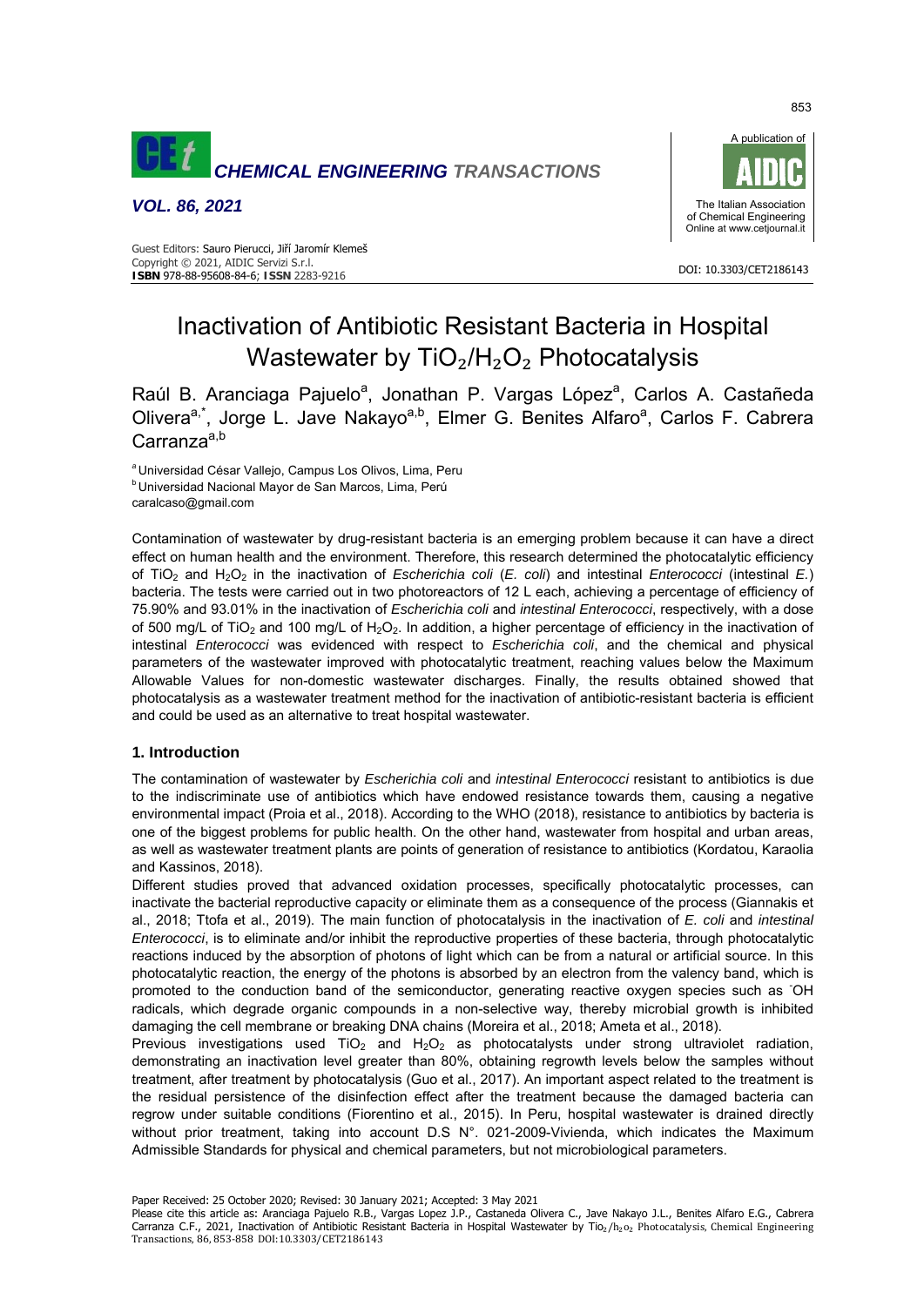# Inactivation of Antibiotic Resistant Bacteria in Hospital Wastewater by $TiO_2$/$H_2O_2$ Photocatalysis

Raúl B. Aranciaga Pajuelo[a], Jonathan P. Vargas López[a], Carlos A. Castañeda Olivera[a,*], Jorge L. Jave Nakayo[a,b], Elmer G. Benites Alfaro[a], Carlos F. Cabrera Carranza[a,b]

[a] Universidad César Vallejo, Campus Los Olivos, Lima, Peru
[b] Universidad Nacional Mayor de San Marcos, Lima, Perú
caralcaso@gmail.com

Contamination of wastewater by drug-resistant bacteria is an emerging problem because it can have a direct effect on human health and the environment. Therefore, this research determined the photocatalytic efficiency of $TiO_2$ and $H_2O_2$ in the inactivation of *Escherichia coli* (*E. coli*) and intestinal *Enterococci* (intestinal *E.*) bacteria. The tests were carried out in two photoreactors of 12 L each, achieving a percentage of efficiency of 75.90% and 93.01% in the inactivation of *Escherichia coli* and *intestinal Enterococci*, respectively, with a dose of 500 mg/L of $TiO_2$ and 100 mg/L of $H_2O_2$. In addition, a higher percentage of efficiency in the inactivation of intestinal *Enterococci* was evidenced with respect to *Escherichia coli*, and the chemical and physical parameters of the wastewater improved with photocatalytic treatment, reaching values below the Maximum Allowable Values for non-domestic wastewater discharges. Finally, the results obtained showed that photocatalysis as a wastewater treatment method for the inactivation of antibiotic-resistant bacteria is efficient and could be used as an alternative to treat hospital wastewater.

## 1. Introduction

The contamination of wastewater by *Escherichia coli* and *intestinal Enterococci* resistant to antibiotics is due to the indiscriminate use of antibiotics which have endowed resistance towards them, causing a negative environmental impact (Proia et al., 2018). According to the WHO (2018), resistance to antibiotics by bacteria is one of the biggest problems for public health. On the other hand, wastewater from hospital and urban areas, as well as wastewater treatment plants are points of generation of resistance to antibiotics (Kordatou, Karaolia and Kassinos, 2018).

Different studies proved that advanced oxidation processes, specifically photocatalytic processes, can inactivate the bacterial reproductive capacity or eliminate them as a consequence of the process (Giannakis et al., 2018; Ttofa et al., 2019). The main function of photocatalysis in the inactivation of *E. coli* and *intestinal Enterococci*, is to eliminate and/or inhibit the reproductive properties of these bacteria, through photocatalytic reactions induced by the absorption of photons of light which can be from a natural or artificial source. In this photocatalytic reaction, the energy of the photons is absorbed by an electron from the valency band, which is promoted to the conduction band of the semiconductor, generating reactive oxygen species such as ˙OH radicals, which degrade organic compounds in a non-selective way, thereby microbial growth is inhibited damaging the cell membrane or breaking DNA chains (Moreira et al., 2018; Ameta et al., 2018).

Previous investigations used $TiO_2$ and $H_2O_2$ as photocatalysts under strong ultraviolet radiation, demonstrating an inactivation level greater than 80%, obtaining regrowth levels below the samples without treatment, after treatment by photocatalysis (Guo et al., 2017). An important aspect related to the treatment is the residual persistence of the disinfection effect after the treatment because the damaged bacteria can regrow under suitable conditions (Fiorentino et al., 2015). In Peru, hospital wastewater is drained directly without prior treatment, taking into account D.S N°. 021-2009-Vivienda, which indicates the Maximum Admissible Standards for physical and chemical parameters, but not microbiological parameters.

Paper Received: 25 October 2020; Revised: 30 January 2021; Accepted: 3 May 2021

Please cite this article as: Aranciaga Pajuelo R.B., Vargas Lopez J.P., Castaneda Olivera C., Jave Nakayo J.L., Benites Alfaro E.G., Cabrera Carranza C.F., 2021, Inactivation of Antibiotic Resistant Bacteria in Hospital Wastewater by Tio2/h2o2 Photocatalysis, Chemical Engineering Transactions, 86, 853-858 DOI:10.3303/CET2186143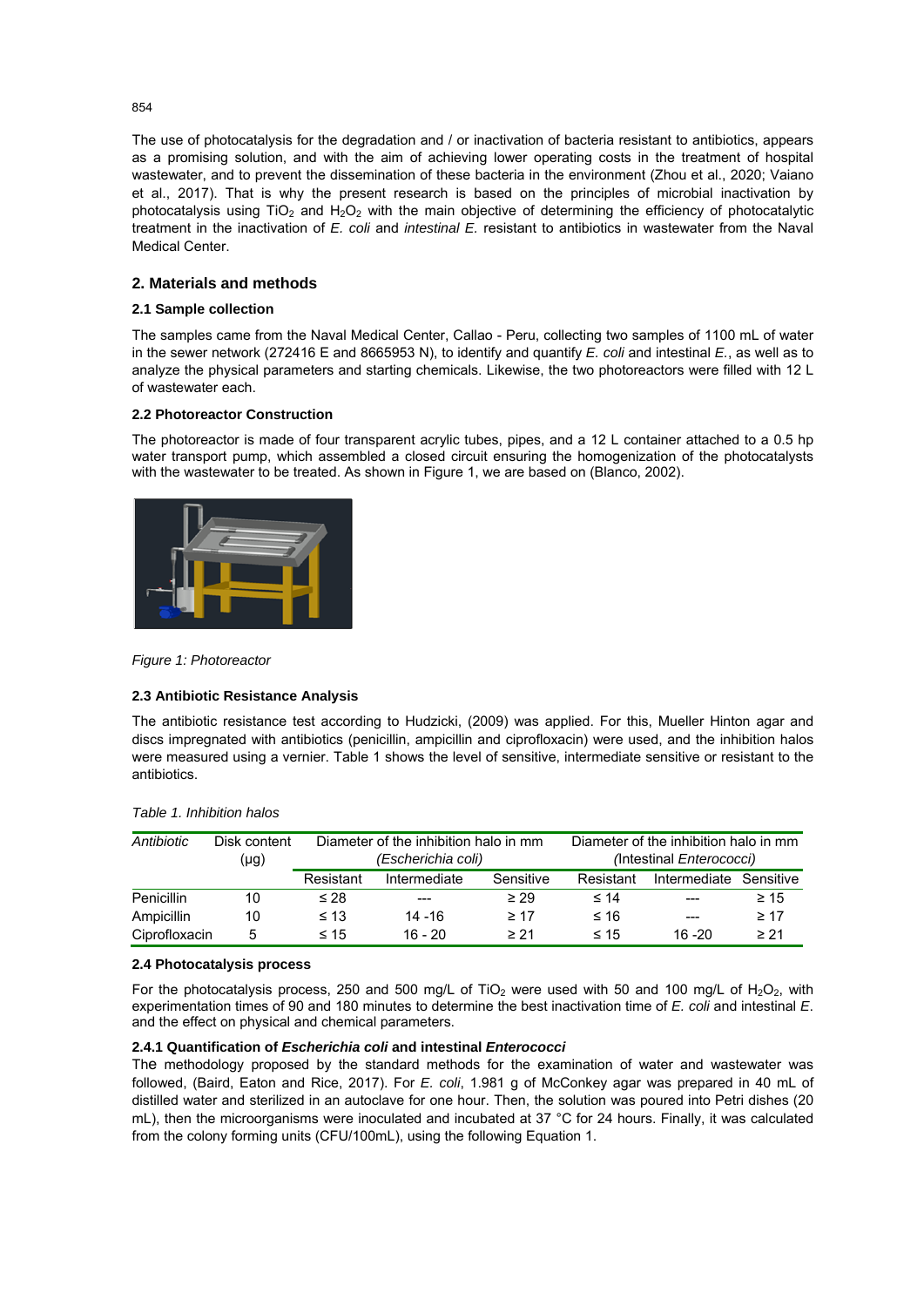The use of photocatalysis for the degradation and / or inactivation of bacteria resistant to antibiotics, appears as a promising solution, and with the aim of achieving lower operating costs in the treatment of hospital wastewater, and to prevent the dissemination of these bacteria in the environment (Zhou et al., 2020; Vaiano et al., 2017). That is why the present research is based on the principles of microbial inactivation by photocatalysis using $TiO_2$ and $H_2O_2$ with the main objective of determining the efficiency of photocatalytic treatment in the inactivation of *E. coli* and *intestinal E.* resistant to antibiotics in wastewater from the Naval Medical Center.

## 2. Materials and methods

### 2.1 Sample collection

The samples came from the Naval Medical Center, Callao - Peru, collecting two samples of 1100 mL of water in the sewer network (272416 E and 8665953 N), to identify and quantify *E. coli* and intestinal *E.*, as well as to analyze the physical parameters and starting chemicals. Likewise, the two photoreactors were filled with 12 L of wastewater each.

### 2.2 Photoreactor Construction

The photoreactor is made of four transparent acrylic tubes, pipes, and a 12 L container attached to a 0.5 hp water transport pump, which assembled a closed circuit ensuring the homogenization of the photocatalysts with the wastewater to be treated. As shown in Figure 1, we are based on (Blanco, 2002).

*Figure 1: Photoreactor*

### 2.3 Antibiotic Resistance Analysis

The antibiotic resistance test according to Hudzicki, (2009) was applied. For this, Mueller Hinton agar and discs impregnated with antibiotics (penicillin, ampicillin and ciprofloxacin) were used, and the inhibition halos were measured using a vernier. Table 1 shows the level of sensitive, intermediate sensitive or resistant to the antibiotics.

*Table 1. Inhibition halos*

| *Antibiotic* | Disk content (µg) | Diameter of the inhibition halo in mm *(Escherichia coli)* | | | Diameter of the inhibition halo in mm (Intestinal *Enterococci)* | | |
|---|---|---|---|---|---|---|---|
| | | Resistant | Intermediate | Sensitive | Resistant | Intermediate | Sensitive |
| Penicillin | 10 | ≤ 28 | --- | ≥ 29 | ≤ 14 | --- | ≥ 15 |
| Ampicillin | 10 | ≤ 13 | 14 -16 | ≥ 17 | ≤ 16 | --- | ≥ 17 |
| Ciprofloxacin | 5 | ≤ 15 | 16 - 20 | ≥ 21 | ≤ 15 | 16 -20 | ≥ 21 |

### 2.4 Photocatalysis process

For the photocatalysis process, 250 and 500 mg/L of $TiO_2$ were used with 50 and 100 mg/L of $H_2O_2$, with experimentation times of 90 and 180 minutes to determine the best inactivation time of *E. coli* and intestinal *E.* and the effect on physical and chemical parameters.

#### 2.4.1 Quantification of *Escherichia coli* and intestinal *Enterococci*

The methodology proposed by the standard methods for the examination of water and wastewater was followed, (Baird, Eaton and Rice, 2017). For *E. coli*, 1.981 g of McConkey agar was prepared in 40 mL of distilled water and sterilized in an autoclave for one hour. Then, the solution was poured into Petri dishes (20 mL), then the microorganisms were inoculated and incubated at 37 °C for 24 hours. Finally, it was calculated from the colony forming units (CFU/100mL), using the following Equation 1.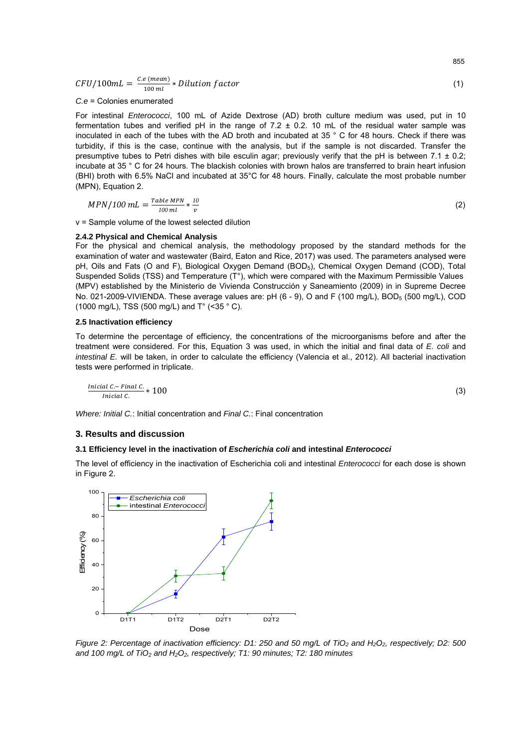$$CFU/100mL = \frac{C.e\ (mean)}{100\ ml} * Dilution\ factor \quad (1)$$

*C.e* = Colonies enumerated

For intestinal *Enterococci*, 100 mL of Azide Dextrose (AD) broth culture medium was used, put in 10 fermentation tubes and verified pH in the range of 7.2 ± 0.2. 10 mL of the residual water sample was inoculated in each of the tubes with the AD broth and incubated at 35 ° C for 48 hours. Check if there was turbidity, if this is the case, continue with the analysis, but if the sample is not discarded. Transfer the presumptive tubes to Petri dishes with bile esculin agar; previously verify that the pH is between 7.1 ± 0.2; incubate at 35 ° C for 24 hours. The blackish colonies with brown halos are transferred to brain heart infusion (BHI) broth with 6.5% NaCl and incubated at 35°C for 48 hours. Finally, calculate the most probable number (MPN), Equation 2.

$$MPN/100\ mL = \frac{Table\ MPN}{100\ ml} * \frac{10}{v} \quad (2)$$

v = Sample volume of the lowest selected dilution

### 2.4.2 Physical and Chemical Analysis

For the physical and chemical analysis, the methodology proposed by the standard methods for the examination of water and wastewater (Baird, Eaton and Rice, 2017) was used. The parameters analysed were pH, Oils and Fats (O and F), Biological Oxygen Demand ($BOD_5$), Chemical Oxygen Demand (COD), Total Suspended Solids (TSS) and Temperature (T°), which were compared with the Maximum Permissible Values (MPV) established by the Ministerio de Vivienda Construcción y Saneamiento (2009) in in Supreme Decree No. 021-2009-VIVIENDA. These average values are: pH (6 - 9), O and F (100 mg/L), $BOD_5$ (500 mg/L), COD (1000 mg/L), TSS (500 mg/L) and T° (<35 ° C).

## 2.5 Inactivation efficiency

To determine the percentage of efficiency, the concentrations of the microorganisms before and after the treatment were considered. For this, Equation 3 was used, in which the initial and final data of *E. coli* and *intestinal E.* will be taken, in order to calculate the efficiency (Valencia et al., 2012). All bacterial inactivation tests were performed in triplicate.

$$\frac{Inicial\ C. - Final\ C.}{Inicial\ C.} * 100 \quad (3)$$

*Where: Initial C.*: Initial concentration and *Final C.*: Final concentration

# 3. Results and discussion

## 3.1 Efficiency level in the inactivation of *Escherichia coli* and intestinal *Enterococci*

The level of efficiency in the inactivation of Escherichia coli and intestinal *Enterococci* for each dose is shown in Figure 2.

*Figure 2: Percentage of inactivation efficiency: D1: 250 and 50 mg/L of $TiO_2$ and $H_2O_2$, respectively; D2: 500 and 100 mg/L of $TiO_2$ and $H_2O_2$, respectively; T1: 90 minutes; T2: 180 minutes*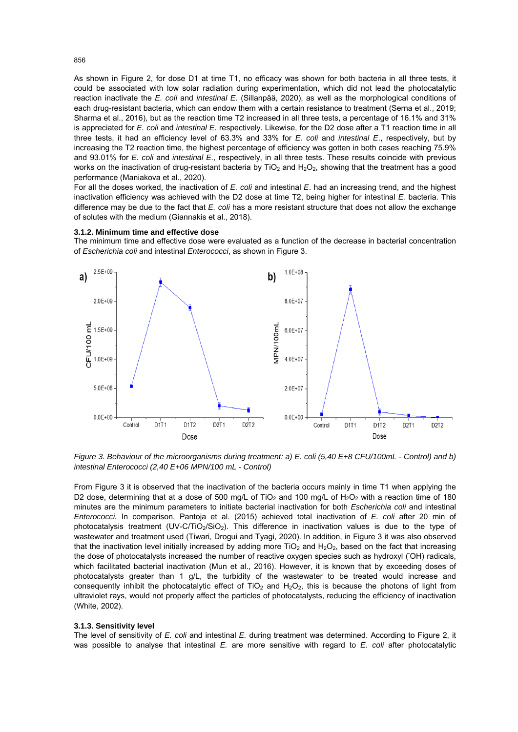As shown in Figure 2, for dose D1 at time T1, no efficacy was shown for both bacteria in all three tests, it could be associated with low solar radiation during experimentation, which did not lead the photocatalytic reaction inactivate the *E. coli* and *intestinal E*. (Sillanpää, 2020), as well as the morphological conditions of each drug-resistant bacteria, which can endow them with a certain resistance to treatment (Serna et al., 2019; Sharma et al., 2016), but as the reaction time T2 increased in all three tests, a percentage of 16.1% and 31% is appreciated for *E. coli* and *intestinal E.* respectively. Likewise, for the D2 dose after a T1 reaction time in all three tests, it had an efficiency level of 63.3% and 33% for *E. coli* and *intestinal E*., respectively, but by increasing the T2 reaction time, the highest percentage of efficiency was gotten in both cases reaching 75.9% and 93.01% for *E. coli* and *intestinal E.,* respectively, in all three tests. These results coincide with previous works on the inactivation of drug-resistant bacteria by $TiO_2$ and $H_2O_2$, showing that the treatment has a good performance (Maniakova et al., 2020).

For all the doses worked, the inactivation of *E. coli* and intestinal *E*. had an increasing trend, and the highest inactivation efficiency was achieved with the D2 dose at time T2, being higher for intestinal *E.* bacteria. This difference may be due to the fact that *E. coli* has a more resistant structure that does not allow the exchange of solutes with the medium (Giannakis et al., 2018).

### 3.1.2. Minimum time and effective dose

The minimum time and effective dose were evaluated as a function of the decrease in bacterial concentration of *Escherichia coli* and intestinal *Enterococci*, as shown in Figure 3.

*Figure 3. Behaviour of the microorganisms during treatment: a) E. coli (5,40 E+8 CFU/100mL - Control) and b) intestinal Enterococci (2,40 E+06 MPN/100 mL - Control)*

From Figure 3 it is observed that the inactivation of the bacteria occurs mainly in time T1 when applying the D2 dose, determining that at a dose of 500 mg/L of $TiO_2$ and 100 mg/L of $H_2O_2$ with a reaction time of 180 minutes are the minimum parameters to initiate bacterial inactivation for both *Escherichia coli* and intestinal *Enterococci.* In comparison, Pantoja et al. (2015) achieved total inactivation of *E. coli* after 20 min of photocatalysis treatment (UV-C/$TiO_2$/$SiO_2$). This difference in inactivation values is due to the type of wastewater and treatment used (Tiwari, Drogui and Tyagi, 2020). In addition, in Figure 3 it was also observed that the inactivation level initially increased by adding more $TiO_2$ and $H_2O_2$, based on the fact that increasing the dose of photocatalysts increased the number of reactive oxygen species such as hydroxyl ($^{\cdot}OH$) radicals, which facilitated bacterial inactivation (Mun et al., 2016). However, it is known that by exceeding doses of photocatalysts greater than 1 g/L, the turbidity of the wastewater to be treated would increase and consequently inhibit the photocatalytic effect of $TiO_2$ and $H_2O_2$, this is because the photons of light from ultraviolet rays, would not properly affect the particles of photocatalysts, reducing the efficiency of inactivation (White, 2002).

### 3.1.3. Sensitivity level

The level of sensitivity of *E. coli* and intestinal *E.* during treatment was determined. According to Figure 2, it was possible to analyse that intestinal *E.* are more sensitive with regard to *E. coli* after photocatalytic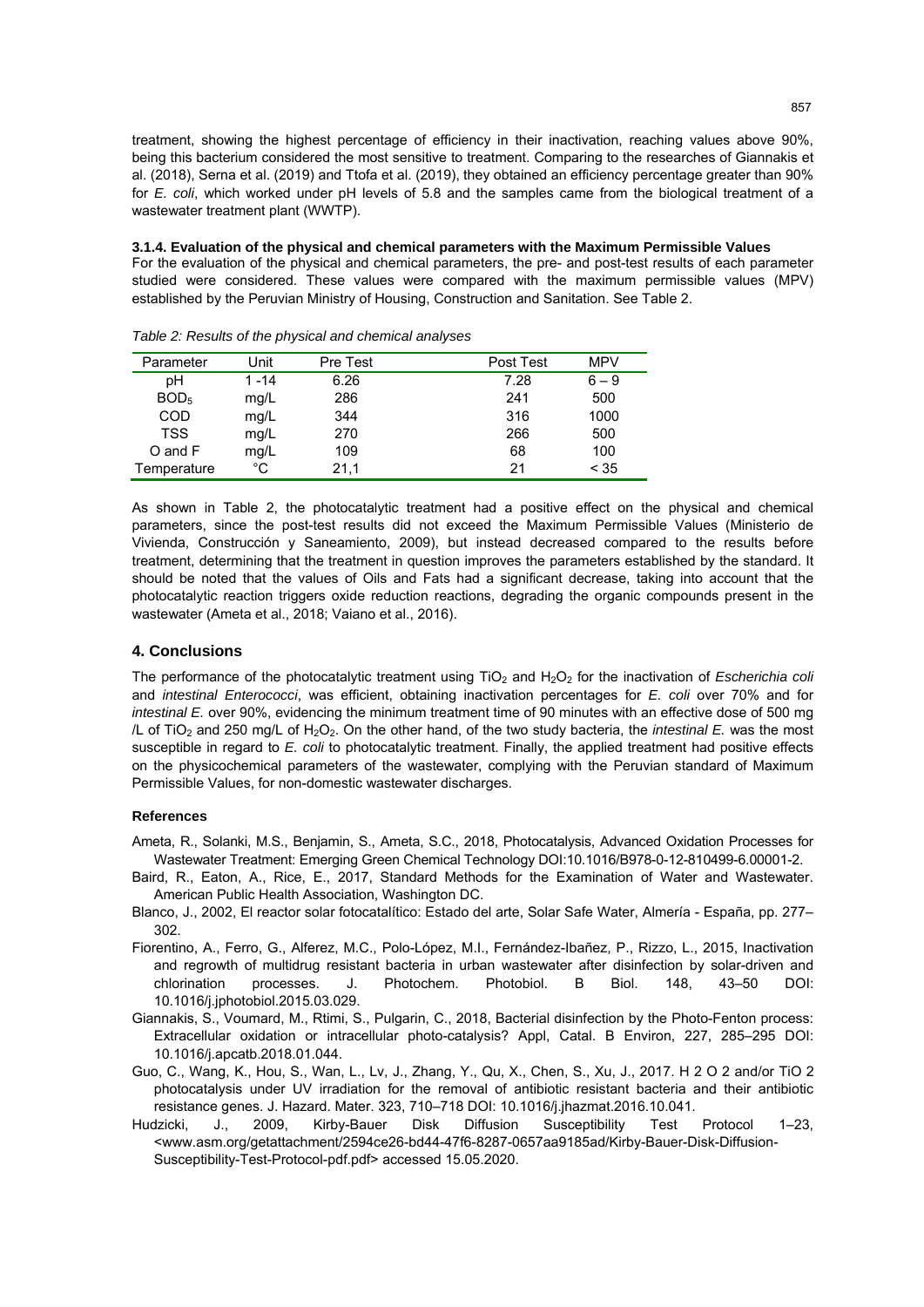treatment, showing the highest percentage of efficiency in their inactivation, reaching values above 90%, being this bacterium considered the most sensitive to treatment. Comparing to the researches of Giannakis et al. (2018), Serna et al. (2019) and Ttofa et al. (2019), they obtained an efficiency percentage greater than 90% for *E. coli*, which worked under pH levels of 5.8 and the samples came from the biological treatment of a wastewater treatment plant (WWTP).

#### 3.1.4. Evaluation of the physical and chemical parameters with the Maximum Permissible Values

For the evaluation of the physical and chemical parameters, the pre- and post-test results of each parameter studied were considered. These values were compared with the maximum permissible values (MPV) established by the Peruvian Ministry of Housing, Construction and Sanitation. See Table 2.

*Table 2: Results of the physical and chemical analyses*

| Parameter | Unit | Pre Test | Post Test | MPV |
|---|---|---|---|---|
| pH | 1 -14 | 6.26 | 7.28 | 6 – 9 |
| $BOD_5$ | mg/L | 286 | 241 | 500 |
| COD | mg/L | 344 | 316 | 1000 |
| TSS | mg/L | 270 | 266 | 500 |
| O and F | mg/L | 109 | 68 | 100 |
| Temperature | °C | 21,1 | 21 | < 35 |

As shown in Table 2, the photocatalytic treatment had a positive effect on the physical and chemical parameters, since the post-test results did not exceed the Maximum Permissible Values (Ministerio de Vivienda, Construcción y Saneamiento, 2009), but instead decreased compared to the results before treatment, determining that the treatment in question improves the parameters established by the standard. It should be noted that the values of Oils and Fats had a significant decrease, taking into account that the photocatalytic reaction triggers oxide reduction reactions, degrading the organic compounds present in the wastewater (Ameta et al., 2018; Vaiano et al., 2016).

## 4. Conclusions

The performance of the photocatalytic treatment using $TiO_2$ and $H_2O_2$ for the inactivation of *Escherichia coli* and *intestinal Enterococci*, was efficient, obtaining inactivation percentages for *E. coli* over 70% and for *intestinal E.* over 90%, evidencing the minimum treatment time of 90 minutes with an effective dose of 500 mg /L of $TiO_2$ and 250 mg/L of $H_2O_2$. On the other hand, of the two study bacteria, the *intestinal E.* was the most susceptible in regard to *E. coli* to photocatalytic treatment. Finally, the applied treatment had positive effects on the physicochemical parameters of the wastewater, complying with the Peruvian standard of Maximum Permissible Values, for non-domestic wastewater discharges.

#### References

Ameta, R., Solanki, M.S., Benjamin, S., Ameta, S.C., 2018, Photocatalysis, Advanced Oxidation Processes for Wastewater Treatment: Emerging Green Chemical Technology DOI:10.1016/B978-0-12-810499-6.00001-2.

Baird, R., Eaton, A., Rice, E., 2017, Standard Methods for the Examination of Water and Wastewater. American Public Health Association, Washington DC.

Blanco, J., 2002, El reactor solar fotocatalítico: Estado del arte, Solar Safe Water, Almería - España, pp. 277–302.

Fiorentino, A., Ferro, G., Alferez, M.C., Polo-López, M.I., Fernández-Ibañez, P., Rizzo, L., 2015, Inactivation and regrowth of multidrug resistant bacteria in urban wastewater after disinfection by solar-driven and chlorination processes. J. Photochem. Photobiol. B Biol. 148, 43–50 DOI: 10.1016/j.jphotobiol.2015.03.029.

Giannakis, S., Voumard, M., Rtimi, S., Pulgarin, C., 2018, Bacterial disinfection by the Photo-Fenton process: Extracellular oxidation or intracellular photo-catalysis? Appl, Catal. B Environ, 227, 285–295 DOI: 10.1016/j.apcatb.2018.01.044.

Guo, C., Wang, K., Hou, S., Wan, L., Lv, J., Zhang, Y., Qu, X., Chen, S., Xu, J., 2017. H 2 O 2 and/or TiO 2 photocatalysis under UV irradiation for the removal of antibiotic resistant bacteria and their antibiotic resistance genes. J. Hazard. Mater. 323, 710–718 DOI: 10.1016/j.jhazmat.2016.10.041.

Hudzicki, J., 2009, Kirby-Bauer Disk Diffusion Susceptibility Test Protocol 1–23, <www.asm.org/getattachment/2594ce26-bd44-47f6-8287-0657aa9185ad/Kirby-Bauer-Disk-Diffusion-Susceptibility-Test-Protocol-pdf.pdf> accessed 15.05.2020.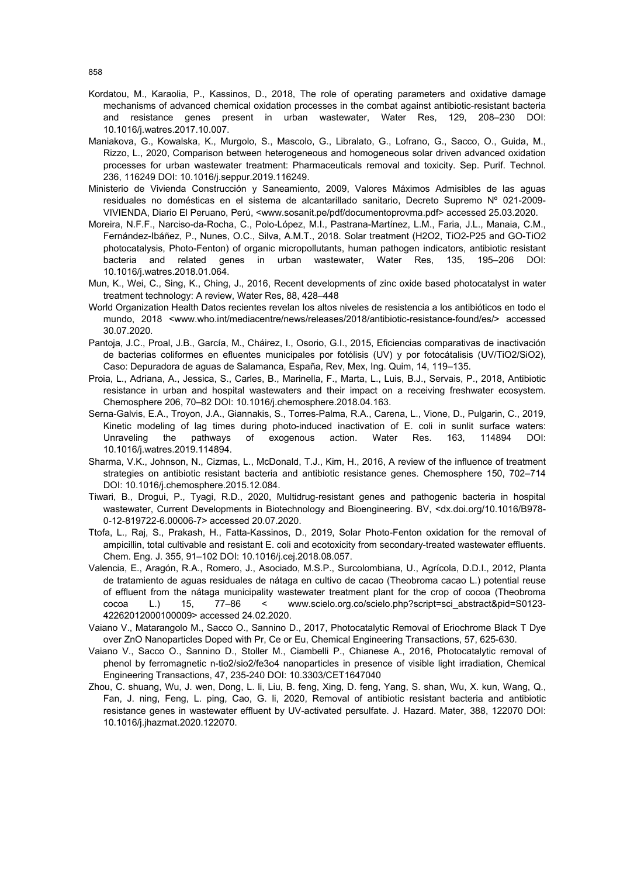Kordatou, M., Karaolia, P., Kassinos, D., 2018, The role of operating parameters and oxidative damage mechanisms of advanced chemical oxidation processes in the combat against antibiotic-resistant bacteria and resistance genes present in urban wastewater, Water Res, 129, 208–230 DOI: 10.1016/j.watres.2017.10.007.

Maniakova, G., Kowalska, K., Murgolo, S., Mascolo, G., Libralato, G., Lofrano, G., Sacco, O., Guida, M., Rizzo, L., 2020, Comparison between heterogeneous and homogeneous solar driven advanced oxidation processes for urban wastewater treatment: Pharmaceuticals removal and toxicity. Sep. Purif. Technol. 236, 116249 DOI: 10.1016/j.seppur.2019.116249.

Ministerio de Vivienda Construcción y Saneamiento, 2009, Valores Máximos Admisibles de las aguas residuales no domésticas en el sistema de alcantarillado sanitario, Decreto Supremo Nº 021-2009-VIVIENDA, Diario El Peruano, Perú, <www.sosanit.pe/pdf/documentoprovma.pdf> accessed 25.03.2020.

Moreira, N.F.F., Narciso-da-Rocha, C., Polo-López, M.I., Pastrana-Martínez, L.M., Faria, J.L., Manaia, C.M., Fernández-Ibáñez, P., Nunes, O.C., Silva, A.M.T., 2018. Solar treatment (H2O2, TiO2-P25 and GO-TiO2 photocatalysis, Photo-Fenton) of organic micropollutants, human pathogen indicators, antibiotic resistant bacteria and related genes in urban wastewater, Water Res, 135, 195–206 DOI: 10.1016/j.watres.2018.01.064.

Mun, K., Wei, C., Sing, K., Ching, J., 2016, Recent developments of zinc oxide based photocatalyst in water treatment technology: A review, Water Res, 88, 428–448

World Organization Health Datos recientes revelan los altos niveles de resistencia a los antibióticos en todo el mundo, 2018 <www.who.int/mediacentre/news/releases/2018/antibiotic-resistance-found/es/> accessed 30.07.2020.

Pantoja, J.C., Proal, J.B., García, M., Cháirez, I., Osorio, G.I., 2015, Eficiencias comparativas de inactivación de bacterias coliformes en efluentes municipales por fotólisis (UV) y por fotocátalisis (UV/TiO2/SiO2), Caso: Depuradora de aguas de Salamanca, España, Rev, Mex, Ing. Quim, 14, 119–135.

Proia, L., Adriana, A., Jessica, S., Carles, B., Marinella, F., Marta, L., Luis, B.J., Servais, P., 2018, Antibiotic resistance in urban and hospital wastewaters and their impact on a receiving freshwater ecosystem. Chemosphere 206, 70–82 DOI: 10.1016/j.chemosphere.2018.04.163.

Serna-Galvis, E.A., Troyon, J.A., Giannakis, S., Torres-Palma, R.A., Carena, L., Vione, D., Pulgarin, C., 2019, Kinetic modeling of lag times during photo-induced inactivation of E. coli in sunlit surface waters: Unraveling the pathways of exogenous action. Water Res. 163, 114894 DOI: 10.1016/j.watres.2019.114894.

Sharma, V.K., Johnson, N., Cizmas, L., McDonald, T.J., Kim, H., 2016, A review of the influence of treatment strategies on antibiotic resistant bacteria and antibiotic resistance genes. Chemosphere 150, 702–714 DOI: 10.1016/j.chemosphere.2015.12.084.

Tiwari, B., Drogui, P., Tyagi, R.D., 2020, Multidrug-resistant genes and pathogenic bacteria in hospital wastewater, Current Developments in Biotechnology and Bioengineering. BV, <dx.doi.org/10.1016/B978-0-12-819722-6.00006-7> accessed 20.07.2020.

Ttofa, L., Raj, S., Prakash, H., Fatta-Kassinos, D., 2019, Solar Photo-Fenton oxidation for the removal of ampicillin, total cultivable and resistant E. coli and ecotoxicity from secondary-treated wastewater effluents. Chem. Eng. J. 355, 91–102 DOI: 10.1016/j.cej.2018.08.057.

Valencia, E., Aragón, R.A., Romero, J., Asociado, M.S.P., Surcolombiana, U., Agrícola, D.D.I., 2012, Planta de tratamiento de aguas residuales de nátaga en cultivo de cacao (Theobroma cacao L.) potential reuse of effluent from the nátaga municipality wastewater treatment plant for the crop of cocoa (Theobroma cocoa L.) 15, 77–86 < www.scielo.org.co/scielo.php?script=sci_abstract&pid=S0123-42262012000100009> accessed 24.02.2020.

Vaiano V., Matarangolo M., Sacco O., Sannino D., 2017, Photocatalytic Removal of Eriochrome Black T Dye over ZnO Nanoparticles Doped with Pr, Ce or Eu, Chemical Engineering Transactions, 57, 625-630.

Vaiano V., Sacco O., Sannino D., Stoller M., Ciambelli P., Chianese A., 2016, Photocatalytic removal of phenol by ferromagnetic n-tio2/sio2/fe3o4 nanoparticles in presence of visible light irradiation, Chemical Engineering Transactions, 47, 235-240 DOI: 10.3303/CET1647040

Zhou, C. shuang, Wu, J. wen, Dong, L. li, Liu, B. feng, Xing, D. feng, Yang, S. shan, Wu, X. kun, Wang, Q., Fan, J. ning, Feng, L. ping, Cao, G. li, 2020, Removal of antibiotic resistant bacteria and antibiotic resistance genes in wastewater effluent by UV-activated persulfate. J. Hazard. Mater, 388, 122070 DOI: 10.1016/j.jhazmat.2020.122070.